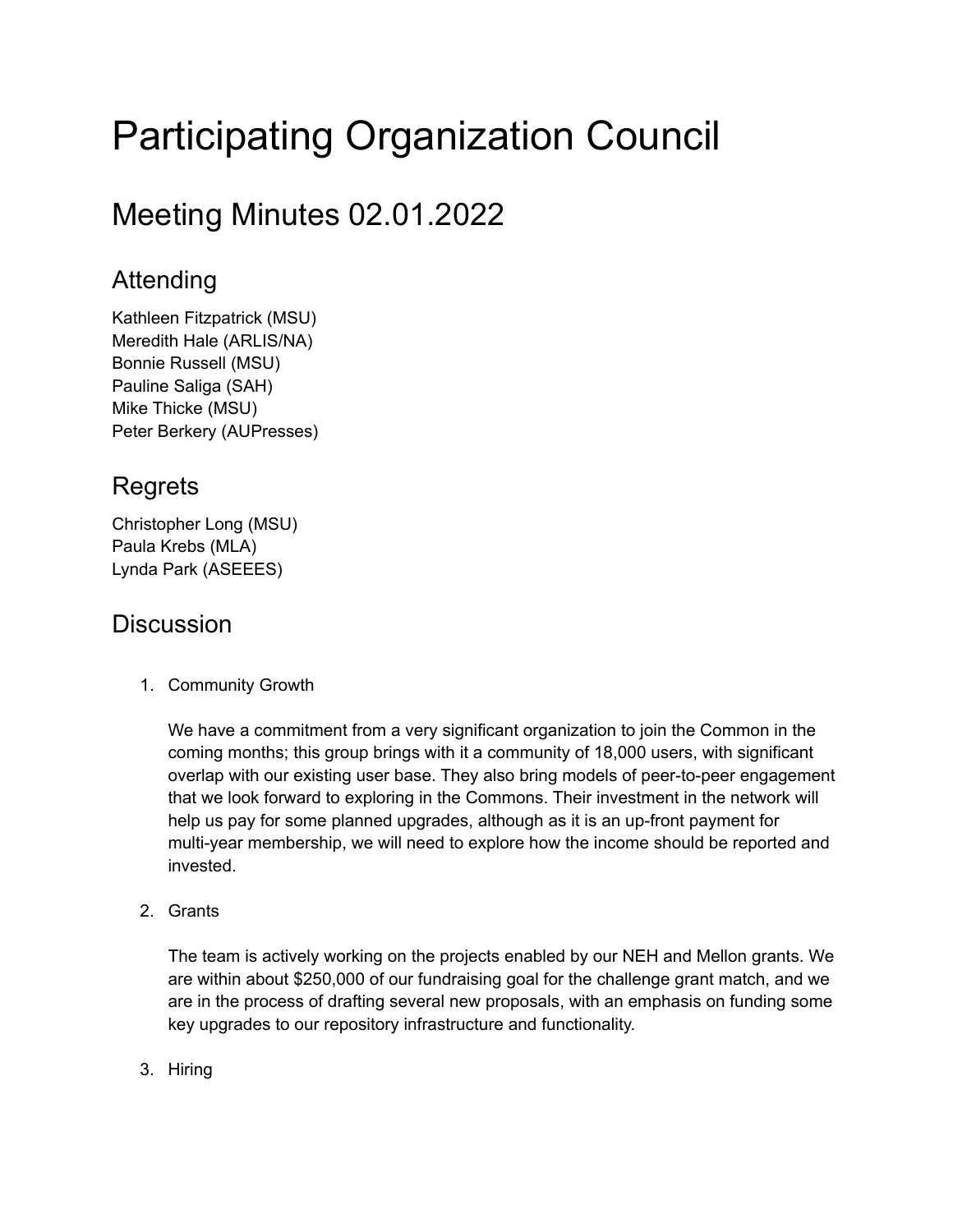# Participating Organization Council

## Meeting Minutes 02.01.2022

### Attending

Kathleen Fitzpatrick (MSU)
Meredith Hale (ARLIS/NA)
Bonnie Russell (MSU)
Pauline Saliga (SAH)
Mike Thicke (MSU)
Peter Berkery (AUPresses)

### Regrets

Christopher Long (MSU)
Paula Krebs (MLA)
Lynda Park (ASEEES)

### Discussion

1. Community Growth

   We have a commitment from a very significant organization to join the Common in the coming months; this group brings with it a community of 18,000 users, with significant overlap with our existing user base. They also bring models of peer-to-peer engagement that we look forward to exploring in the Commons. Their investment in the network will help us pay for some planned upgrades, although as it is an up-front payment for multi-year membership, we will need to explore how the income should be reported and invested.

2. Grants

   The team is actively working on the projects enabled by our NEH and Mellon grants. We are within about $250,000 of our fundraising goal for the challenge grant match, and we are in the process of drafting several new proposals, with an emphasis on funding some key upgrades to our repository infrastructure and functionality.

3. Hiring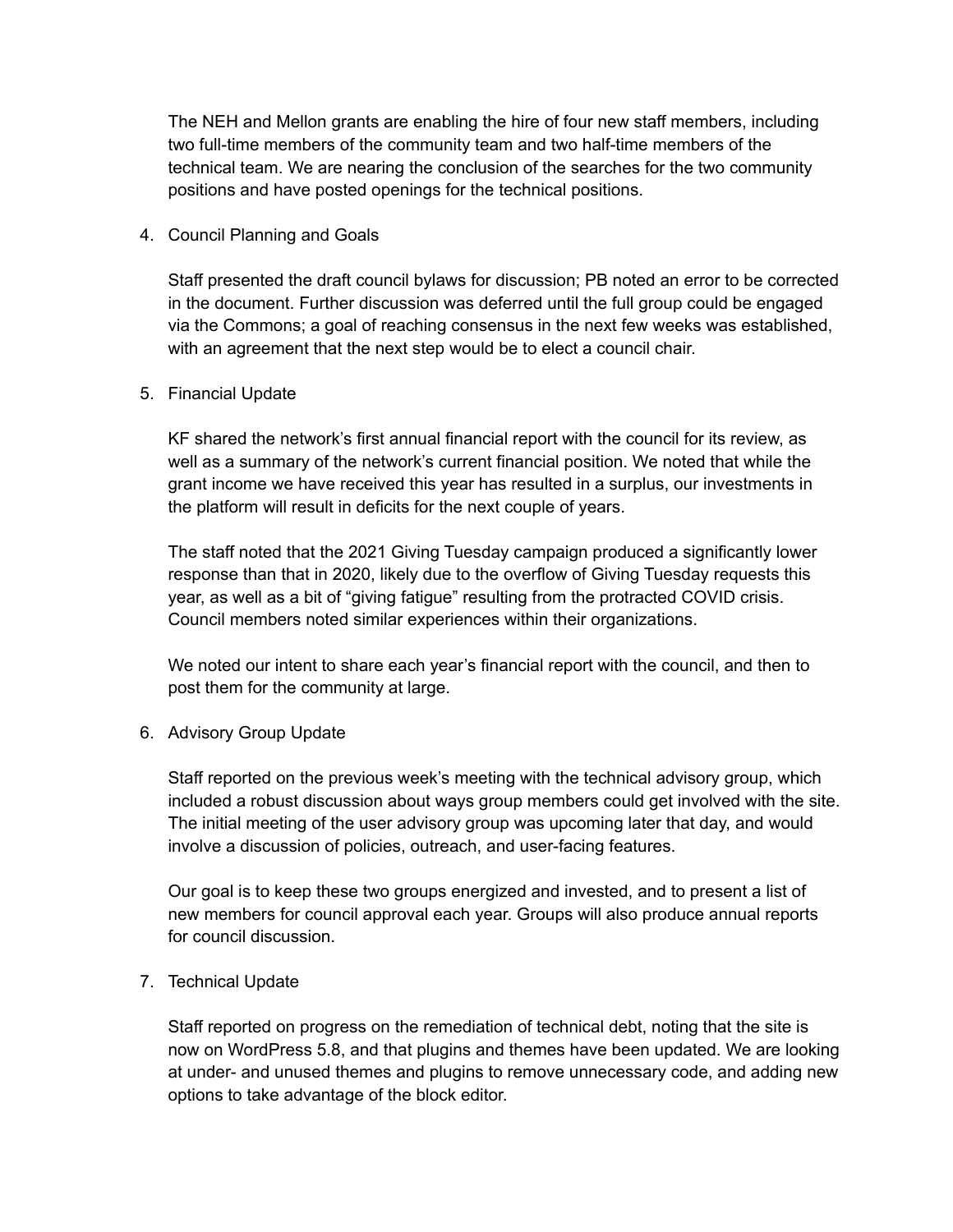The NEH and Mellon grants are enabling the hire of four new staff members, including two full-time members of the community team and two half-time members of the technical team. We are nearing the conclusion of the searches for the two community positions and have posted openings for the technical positions.

4. Council Planning and Goals

   Staff presented the draft council bylaws for discussion; PB noted an error to be corrected in the document. Further discussion was deferred until the full group could be engaged via the Commons; a goal of reaching consensus in the next few weeks was established, with an agreement that the next step would be to elect a council chair.

5. Financial Update

   KF shared the network's first annual financial report with the council for its review, as well as a summary of the network's current financial position. We noted that while the grant income we have received this year has resulted in a surplus, our investments in the platform will result in deficits for the next couple of years.

   The staff noted that the 2021 Giving Tuesday campaign produced a significantly lower response than that in 2020, likely due to the overflow of Giving Tuesday requests this year, as well as a bit of "giving fatigue" resulting from the protracted COVID crisis. Council members noted similar experiences within their organizations.

   We noted our intent to share each year's financial report with the council, and then to post them for the community at large.

6. Advisory Group Update

   Staff reported on the previous week's meeting with the technical advisory group, which included a robust discussion about ways group members could get involved with the site. The initial meeting of the user advisory group was upcoming later that day, and would involve a discussion of policies, outreach, and user-facing features.

   Our goal is to keep these two groups energized and invested, and to present a list of new members for council approval each year. Groups will also produce annual reports for council discussion.

7. Technical Update

   Staff reported on progress on the remediation of technical debt, noting that the site is now on WordPress 5.8, and that plugins and themes have been updated. We are looking at under- and unused themes and plugins to remove unnecessary code, and adding new options to take advantage of the block editor.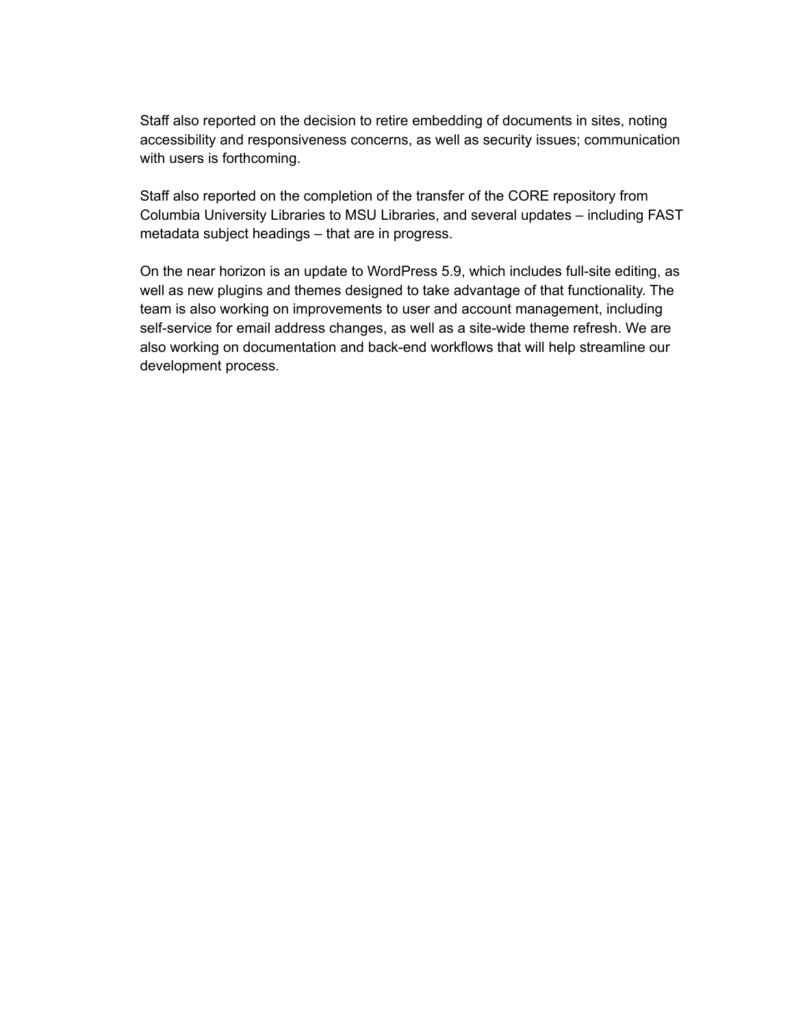Staff also reported on the decision to retire embedding of documents in sites, noting accessibility and responsiveness concerns, as well as security issues; communication with users is forthcoming.

Staff also reported on the completion of the transfer of the CORE repository from Columbia University Libraries to MSU Libraries, and several updates – including FAST metadata subject headings – that are in progress.

On the near horizon is an update to WordPress 5.9, which includes full-site editing, as well as new plugins and themes designed to take advantage of that functionality. The team is also working on improvements to user and account management, including self-service for email address changes, as well as a site-wide theme refresh. We are also working on documentation and back-end workflows that will help streamline our development process.